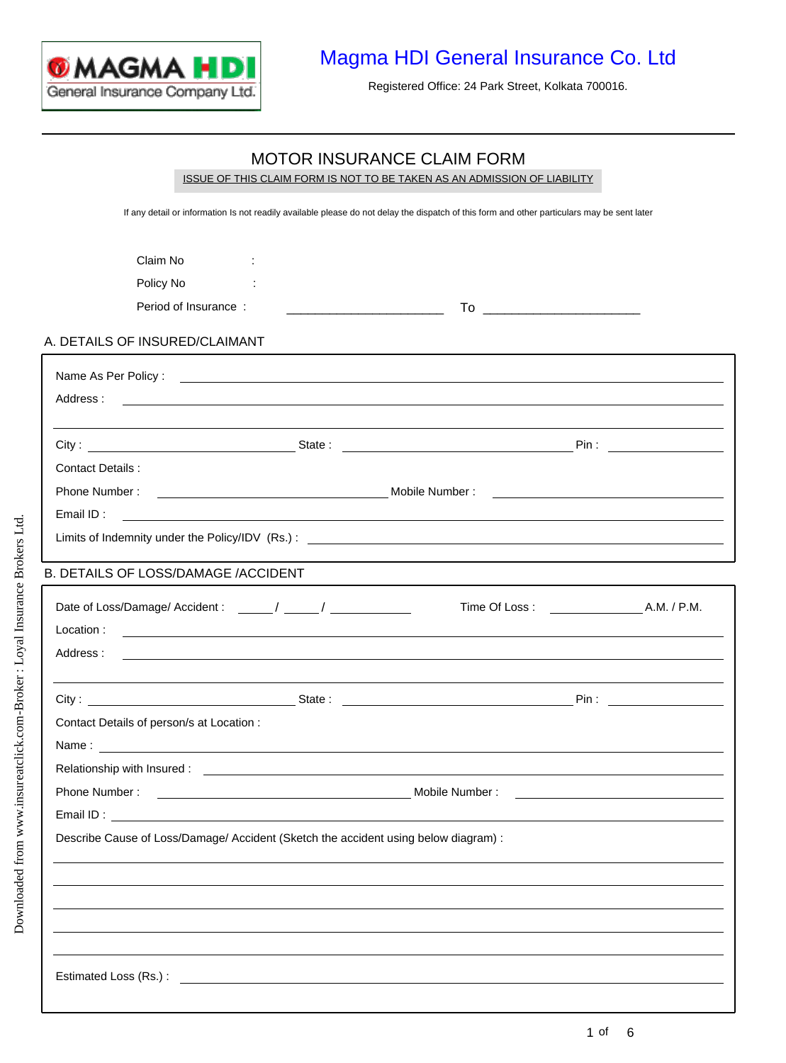# Magma HDI General Insurance Co. Ltd

Registered Office: 24 Park Street, Kolkata 700016.

## MOTOR INSURANCE CLAIM FORM

ISSUE OF THIS CLAIM FORM IS NOT TO BE TAKEN AS AN ADMISSION OF LIABILITY

If any detail or information Is not readily available please do not delay the dispatch of this form and other particulars may be sent later

Claim No :

Policy No :

Period of Insurance : ______________________ To ______________________

### A. DETAILS OF INSURED/CLAIMANT

Name As Per Policy : ____________________

Address : ____________________

____________________

City : ____________ State : ____________ Pin : ____________

Contact Details :

Phone Number : ____________ Mobile Number : ____________

Email ID : ____________________

Limits of Indemnity under the Policy/IDV (Rs.) : ____________________

### B. DETAILS OF LOSS/DAMAGE /ACCIDENT

Date of Loss/Damage/ Accident : _____/ _____/ ____________ Time Of Loss : ____________ A.M. / P.M.

Location : ____________________

Address : ____________________

____________________

City : ____________ State : ____________ Pin : ____________

Contact Details of person/s at Location :

Name : ____________________

Relationship with Insured : ____________________

Phone Number : ____________ Mobile Number : ____________

Email ID : ____________________

Describe Cause of Loss/Damage/ Accident (Sketch the accident using below diagram) :

____________________

____________________

____________________

____________________

____________________

Estimated Loss (Rs.) : ____________________

Downloaded from www.insureatclick.com-Broker : Loyal Insurance Brokers Ltd.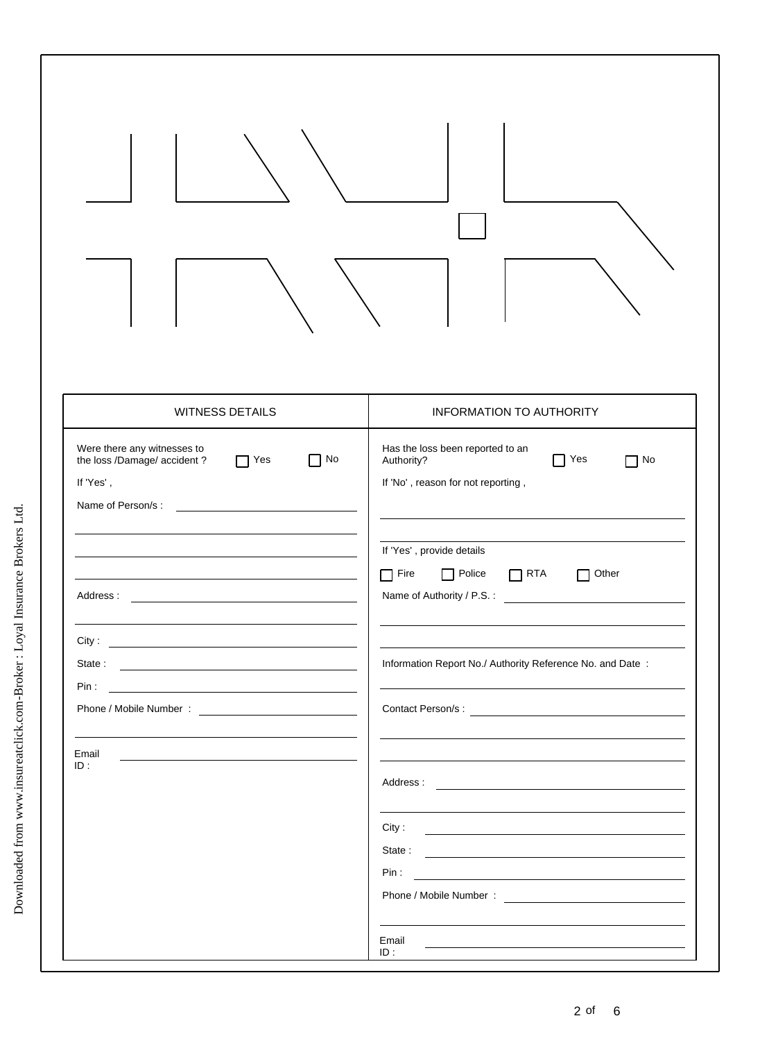| WITNESS DETAILS | INFORMATION TO AUTHORITY |
|---|---|
| Were there any witnesses to the loss /Damage/ accident ? ☐ Yes ☐ No | Has the loss been reported to an Authority? ☐ Yes ☐ No |
| If 'Yes' , | If 'No' , reason for not reporting , |
| Name of Person/s : | If 'Yes' , provide details |
| Address : | ☐ Fire ☐ Police ☐ RTA ☐ Other |
| City : | Name of Authority / P.S. : |
| State : | Information Report No./ Authority Reference No. and Date : |
| Pin : | Contact Person/s : |
| Phone / Mobile Number : | Address : |
| Email ID : | City : |
| | State : |
| | Pin : |
| | Phone / Mobile Number : |
| | Email ID : |

Downloaded from www.insureatclick.com-Broker : Loyal Insurance Brokers Ltd.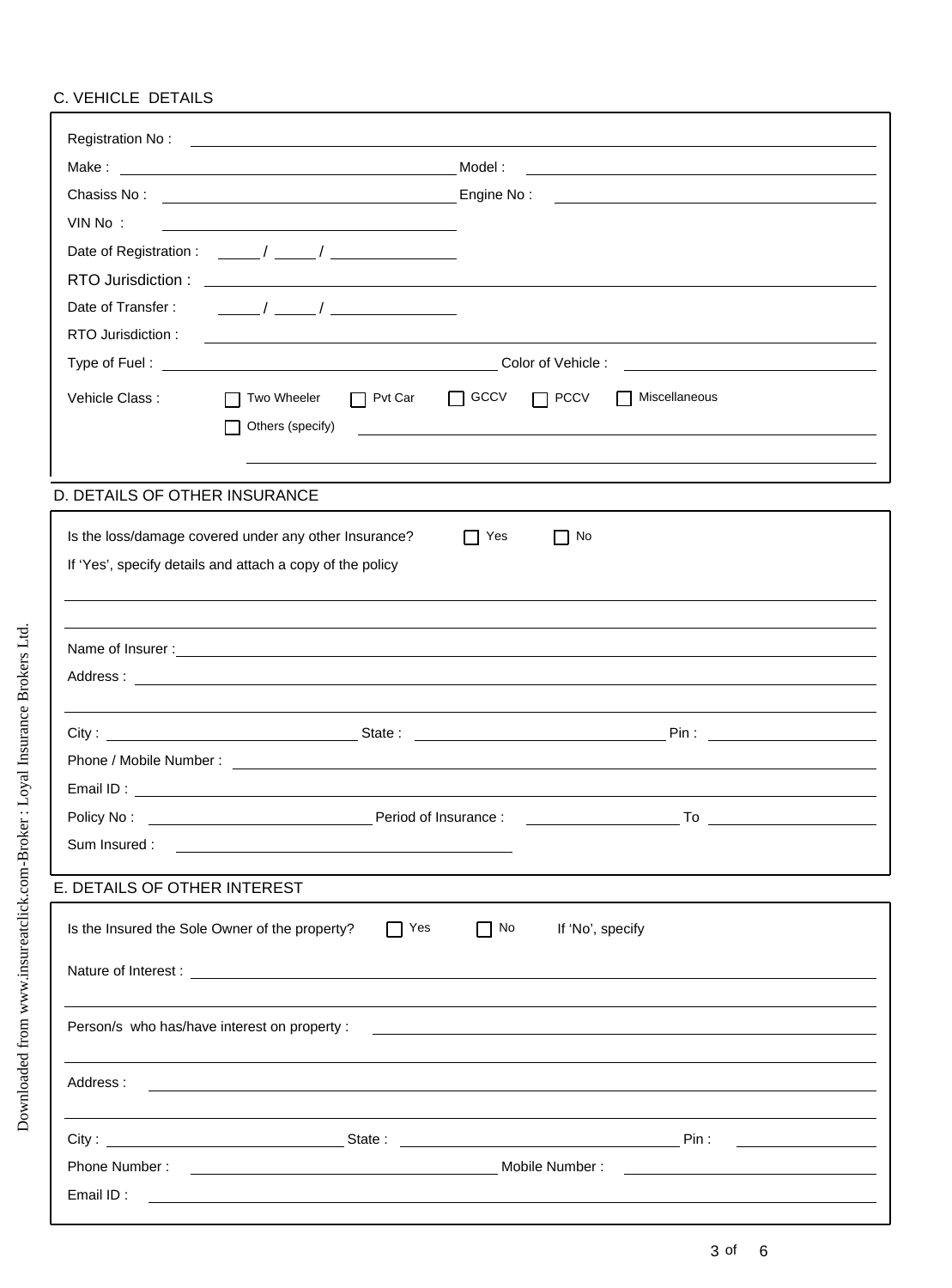## C. VEHICLE DETAILS

Registration No : ____________________

Make : ____________________ Model : ____________________

Chasiss No : ____________________ Engine No : ____________________

VIN No : ____________________

Date of Registration : _____ / _____ / __________

RTO Jurisdiction : ____________________

Date of Transfer : _____ / _____ / __________

RTO Jurisdiction : ____________________

Type of Fuel : ____________________ Color of Vehicle : ____________________

Vehicle Class : ☐ Two Wheeler ☐ Pvt Car ☐ GCCV ☐ PCCV ☐ Miscellaneous

☐ Others (specify) ____________________

## D. DETAILS OF OTHER INSURANCE

Is the loss/damage covered under any other Insurance? ☐ Yes ☐ No

If 'Yes', specify details and attach a copy of the policy

____________________

____________________

Name of Insurer : ____________________

Address : ____________________

____________________

City : ____________________ State : ____________________ Pin : ____________________

Phone / Mobile Number : ____________________

Email ID : ____________________

Policy No : ____________________ Period of Insurance : ____________________ To ____________________

Sum Insured : ____________________

## E. DETAILS OF OTHER INTEREST

Is the Insured the Sole Owner of the property? ☐ Yes ☐ No If 'No', specify

Nature of Interest : ____________________

____________________

Person/s who has/have interest on property : ____________________

____________________

Address : ____________________

____________________

City : ____________________ State : ____________________ Pin : ____________________

Phone Number : ____________________ Mobile Number : ____________________

Email ID : ____________________

Downloaded from www.insureatclick.com-Broker : Loyal Insurance Brokers Ltd.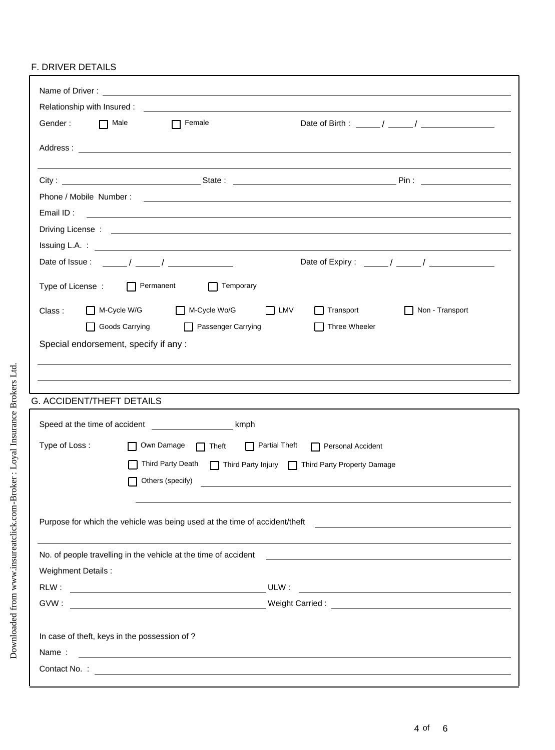## F. DRIVER DETAILS

Name of Driver : ____________________

Relationship with Insured : ____________________

Gender : ☐ Male ☐ Female Date of Birth : _____ / _____ / __________

Address : ____________________

____________________

City : ______________ State : ______________ Pin : __________

Phone / Mobile Number : ____________________

Email ID : ____________________

Driving License : ____________________

Issuing L.A. : ____________________

Date of Issue : _____ / _____ / __________ Date of Expiry : _____ / _____ / __________

Type of License : ☐ Permanent ☐ Temporary

Class : ☐ M-Cycle W/G ☐ M-Cycle Wo/G ☐ LMV ☐ Transport ☐ Non - Transport

☐ Goods Carrying ☐ Passenger Carrying ☐ Three Wheeler

Special endorsement, specify if any :

____________________

____________________

## G. ACCIDENT/THEFT DETAILS

Speed at the time of accident __________ kmph

Type of Loss : ☐ Own Damage ☐ Theft ☐ Partial Theft ☐ Personal Accident

☐ Third Party Death ☐ Third Party Injury ☐ Third Party Property Damage

☐ Others (specify) ____________________

____________________

Purpose for which the vehicle was being used at the time of accident/theft ____________________

____________________

No. of people travelling in the vehicle at the time of accident ____________________

Weighment Details :

RLW : ______________ ULW : ______________

GVW : ______________ Weight Carried : ______________

In case of theft, keys in the possession of ?

Name : ____________________

Contact No. : ____________________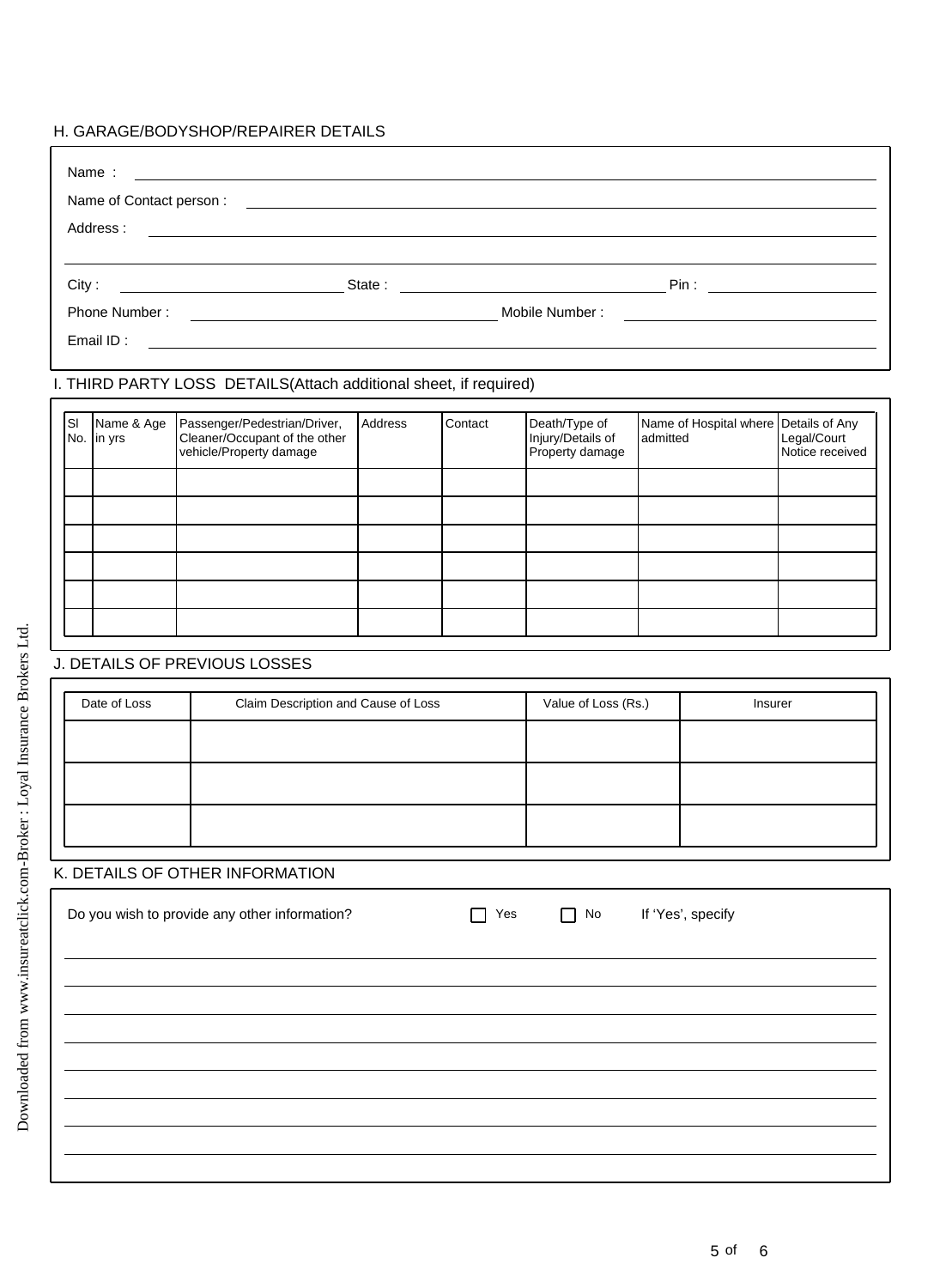## H. GARAGE/BODYSHOP/REPAIRER DETAILS

Name : ____________________

Name of Contact person : ____________________

Address : ____________________

____________________

City : ____________ State : ____________ Pin : ____________

Phone Number : ____________ Mobile Number : ____________

Email ID : ____________________

## I. THIRD PARTY LOSS DETAILS(Attach additional sheet, if required)

| Sl No. | Name & Age in yrs | Passenger/Pedestrian/Driver, Cleaner/Occupant of the other vehicle/Property damage | Address | Contact | Death/Type of Injury/Details of Property damage | Name of Hospital where admitted | Details of Any Legal/Court Notice received |
|---|---|---|---|---|---|---|---|
| | | | | | | | |
| | | | | | | | |
| | | | | | | | |
| | | | | | | | |
| | | | | | | | |
| | | | | | | | |

## J. DETAILS OF PREVIOUS LOSSES

| Date of Loss | Claim Description and Cause of Loss | Value of Loss (Rs.) | Insurer |
|---|---|---|---|
| | | | |
| | | | |
| | | | |

## K. DETAILS OF OTHER INFORMATION

Do you wish to provide any other information? ☐ Yes ☐ No If 'Yes', specify

____________________

____________________

____________________

____________________

____________________

____________________

____________________

____________________

Downloaded from www.insureatclick.com-Broker : Loyal Insurance Brokers Ltd.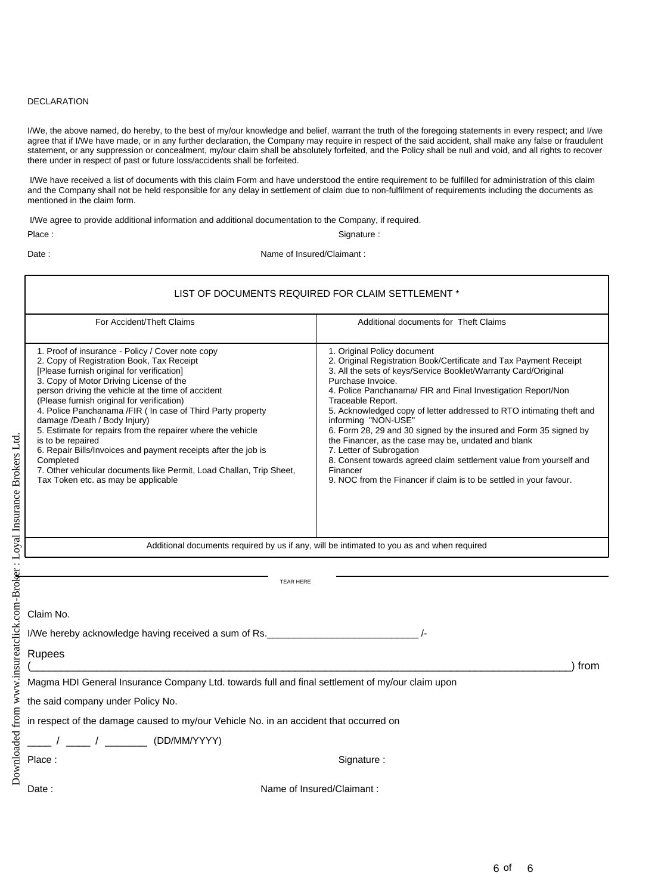DECLARATION

I/We, the above named, do hereby, to the best of my/our knowledge and belief, warrant the truth of the foregoing statements in every respect; and I/we agree that if I/We have made, or in any further declaration, the Company may require in respect of the said accident, shall make any false or fraudulent statement, or any suppression or concealment, my/our claim shall be absolutely forfeited, and the Policy shall be null and void, and all rights to recover there under in respect of past or future loss/accidents shall be forfeited.

I/We have received a list of documents with this claim Form and have understood the entire requirement to be fulfilled for administration of this claim and the Company shall not be held responsible for any delay in settlement of claim due to non-fulfilment of requirements including the documents as mentioned in the claim form.

I/We agree to provide additional information and additional documentation to the Company, if required.

Place : Signature :

Date : Name of Insured/Claimant :

## LIST OF DOCUMENTS REQUIRED FOR CLAIM SETTLEMENT *

| For Accident/Theft Claims | Additional documents for Theft Claims |
|---|---|
| 1. Proof of insurance - Policy / Cover note copy<br>2. Copy of Registration Book, Tax Receipt [Please furnish original for verification]<br>3. Copy of Motor Driving License of the person driving the vehicle at the time of accident (Please furnish original for verification)<br>4. Police Panchanama /FIR ( In case of Third Party property damage /Death / Body Injury)<br>5. Estimate for repairs from the repairer where the vehicle is to be repaired<br>6. Repair Bills/Invoices and payment receipts after the job is Completed<br>7. Other vehicular documents like Permit, Load Challan, Trip Sheet, Tax Token etc. as may be applicable | 1. Original Policy document<br>2. Original Registration Book/Certificate and Tax Payment Receipt<br>3. All the sets of keys/Service Booklet/Warranty Card/Original Purchase Invoice.<br>4. Police Panchanama/ FIR and Final Investigation Report/Non Traceable Report.<br>5. Acknowledged copy of letter addressed to RTO intimating theft and informing "NON-USE"<br>6. Form 28, 29 and 30 signed by the insured and Form 35 signed by the Financer, as the case may be, undated and blank<br>7. Letter of Subrogation<br>8. Consent towards agreed claim settlement value from yourself and Financer<br>9. NOC from the Financer if claim is to be settled in your favour. |

Additional documents required by us if any, will be intimated to you as and when required

TEAR HERE

Claim No.

I/We hereby acknowledge having received a sum of Rs.___________________________ /-

Rupees (_____________________________________________________________________________________________) from

Magma HDI General Insurance Company Ltd. towards full and final settlement of my/our claim upon

the said company under Policy No.

in respect of the damage caused to my/our Vehicle No. in an accident that occurred on

____ / ____ / _______ (DD/MM/YYYY)

Place : Signature :

Date : Name of Insured/Claimant :